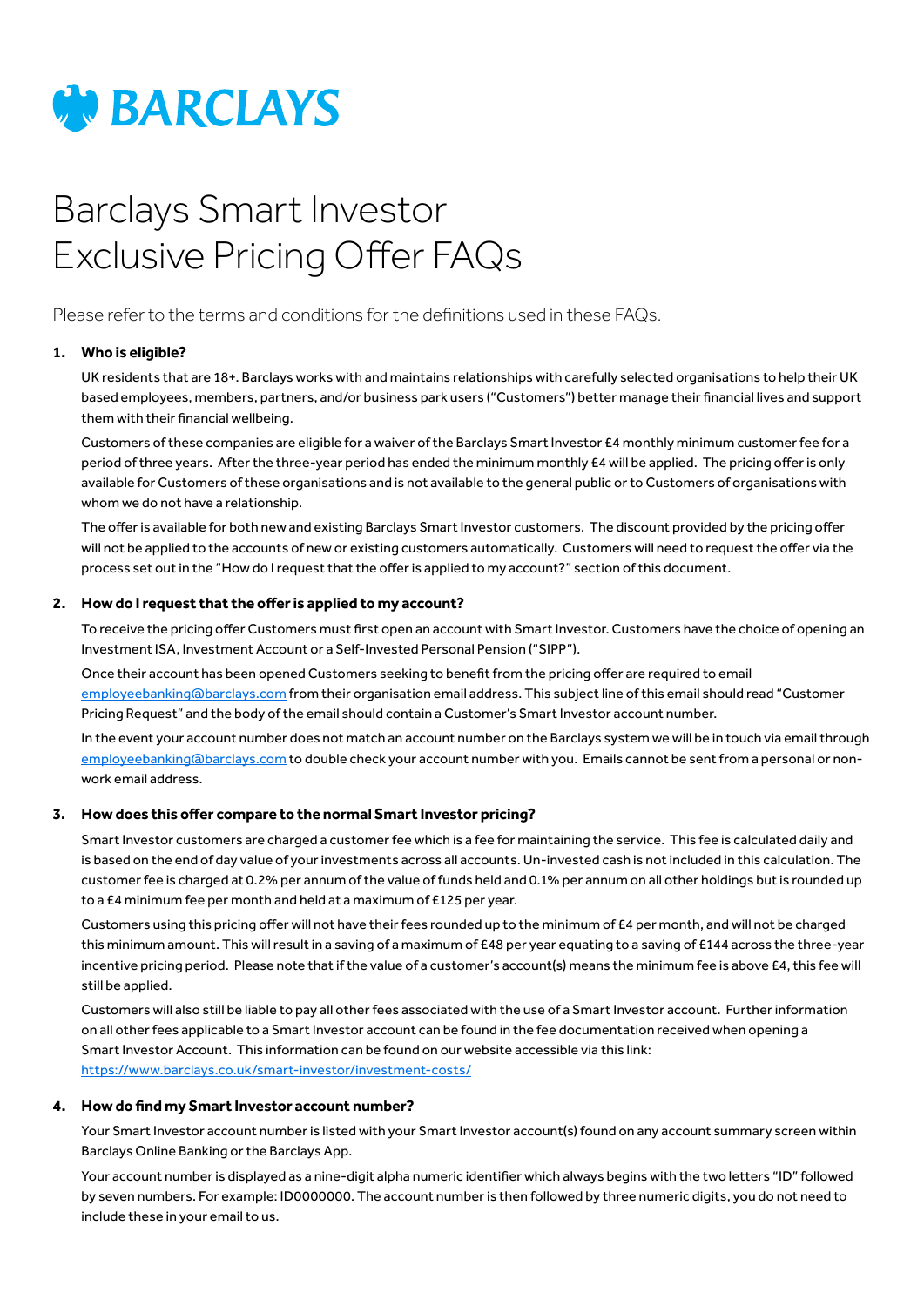BARCLAYS

# Barclays Smart Investor Exclusive Pricing Offer FAQs

Please refer to the terms and conditions for the definitions used in these FAQs.

## 1. Who is eligible?

UK residents that are 18+. Barclays works with and maintains relationships with carefully selected organisations to help their UK based employees, members, partners, and/or business park users ("Customers") better manage their financial lives and support them with their financial wellbeing.

Customers of these companies are eligible for a waiver of the Barclays Smart Investor £4 monthly minimum customer fee for a period of three years. After the three-year period has ended the minimum monthly £4 will be applied. The pricing offer is only available for Customers of these organisations and is not available to the general public or to Customers of organisations with whom we do not have a relationship.

The offer is available for both new and existing Barclays Smart Investor customers. The discount provided by the pricing offer will not be applied to the accounts of new or existing customers automatically. Customers will need to request the offer via the process set out in the "How do I request that the offer is applied to my account?" section of this document.

## 2. How do I request that the offer is applied to my account?

To receive the pricing offer Customers must first open an account with Smart Investor. Customers have the choice of opening an Investment ISA, Investment Account or a Self-Invested Personal Pension ("SIPP").

Once their account has been opened Customers seeking to benefit from the pricing offer are required to email [employeebanking@barclays.com](mailto:employeebanking@barclays.com) from their organisation email address. This subject line of this email should read "Customer Pricing Request" and the body of the email should contain a Customer's Smart Investor account number.

In the event your account number does not match an account number on the Barclays system we will be in touch via email through [employeebanking@barclays.com](mailto:employeebanking@barclays.com) to double check your account number with you. Emails cannot be sent from a personal or non-work email address.

## 3. How does this offer compare to the normal Smart Investor pricing?

Smart Investor customers are charged a customer fee which is a fee for maintaining the service. This fee is calculated daily and is based on the end of day value of your investments across all accounts. Un-invested cash is not included in this calculation. The customer fee is charged at 0.2% per annum of the value of funds held and 0.1% per annum on all other holdings but is rounded up to a £4 minimum fee per month and held at a maximum of £125 per year.

Customers using this pricing offer will not have their fees rounded up to the minimum of £4 per month, and will not be charged this minimum amount. This will result in a saving of a maximum of £48 per year equating to a saving of £144 across the three-year incentive pricing period. Please note that if the value of a customer's account(s) means the minimum fee is above £4, this fee will still be applied.

Customers will also still be liable to pay all other fees associated with the use of a Smart Investor account. Further information on all other fees applicable to a Smart Investor account can be found in the fee documentation received when opening a Smart Investor Account. This information can be found on our website accessible via this link: [https://www.barclays.co.uk/smart-investor/investment-costs/](https://www.barclays.co.uk/smart-investor/investment-costs/)

## 4. How do find my Smart Investor account number?

Your Smart Investor account number is listed with your Smart Investor account(s) found on any account summary screen within Barclays Online Banking or the Barclays App.

Your account number is displayed as a nine-digit alpha numeric identifier which always begins with the two letters "ID" followed by seven numbers. For example: ID0000000. The account number is then followed by three numeric digits, you do not need to include these in your email to us.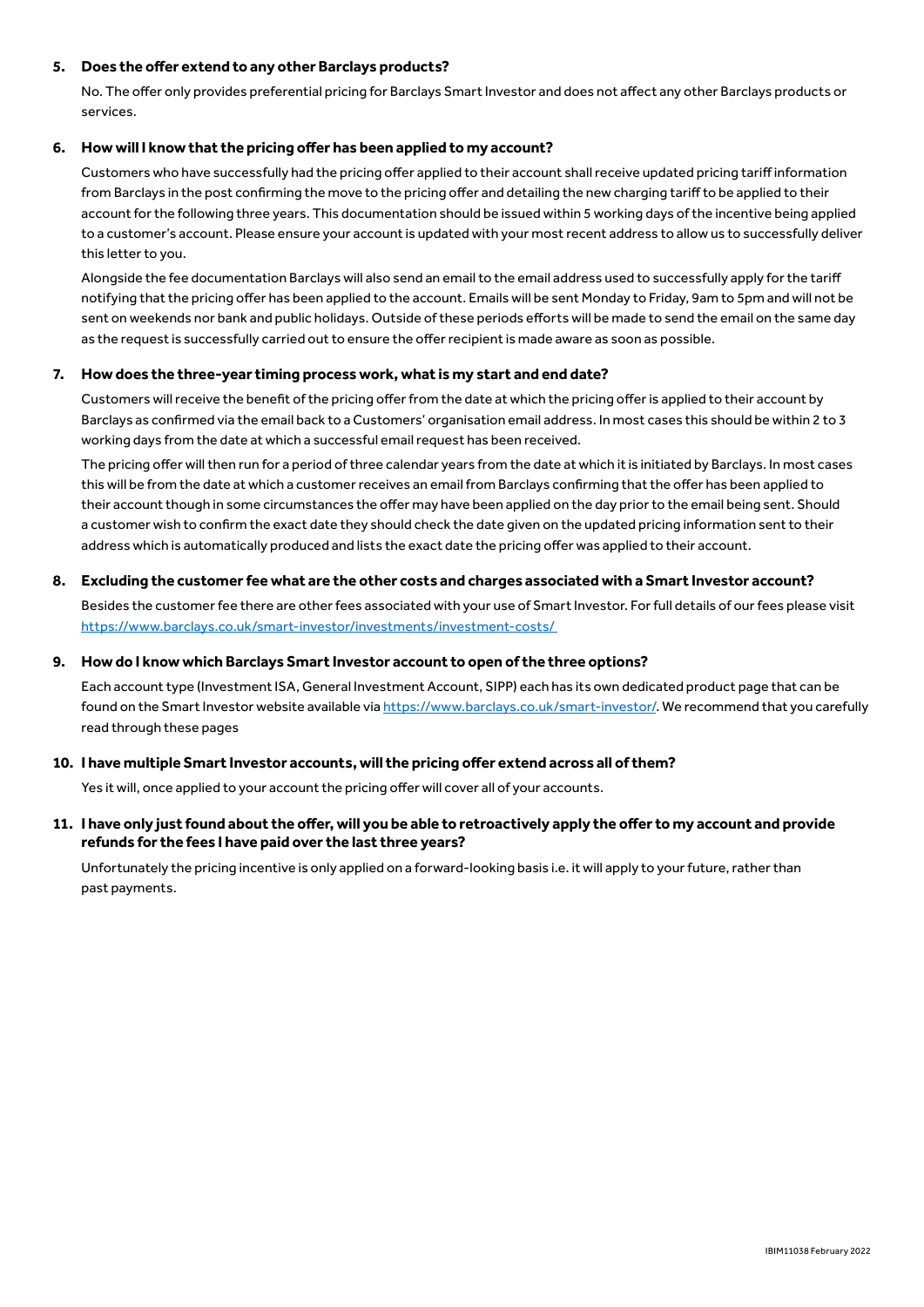**5. Does the offer extend to any other Barclays products?**

No. The offer only provides preferential pricing for Barclays Smart Investor and does not affect any other Barclays products or services.

**6. How will I know that the pricing offer has been applied to my account?**

Customers who have successfully had the pricing offer applied to their account shall receive updated pricing tariff information from Barclays in the post confirming the move to the pricing offer and detailing the new charging tariff to be applied to their account for the following three years. This documentation should be issued within 5 working days of the incentive being applied to a customer's account. Please ensure your account is updated with your most recent address to allow us to successfully deliver this letter to you.

Alongside the fee documentation Barclays will also send an email to the email address used to successfully apply for the tariff notifying that the pricing offer has been applied to the account. Emails will be sent Monday to Friday, 9am to 5pm and will not be sent on weekends nor bank and public holidays. Outside of these periods efforts will be made to send the email on the same day as the request is successfully carried out to ensure the offer recipient is made aware as soon as possible.

**7. How does the three-year timing process work, what is my start and end date?**

Customers will receive the benefit of the pricing offer from the date at which the pricing offer is applied to their account by Barclays as confirmed via the email back to a Customers' organisation email address. In most cases this should be within 2 to 3 working days from the date at which a successful email request has been received.

The pricing offer will then run for a period of three calendar years from the date at which it is initiated by Barclays. In most cases this will be from the date at which a customer receives an email from Barclays confirming that the offer has been applied to their account though in some circumstances the offer may have been applied on the day prior to the email being sent. Should a customer wish to confirm the exact date they should check the date given on the updated pricing information sent to their address which is automatically produced and lists the exact date the pricing offer was applied to their account.

**8. Excluding the customer fee what are the other costs and charges associated with a Smart Investor account?**

Besides the customer fee there are other fees associated with your use of Smart Investor. For full details of our fees please visit https://www.barclays.co.uk/smart-investor/investments/investment-costs/

**9. How do I know which Barclays Smart Investor account to open of the three options?**

Each account type (Investment ISA, General Investment Account, SIPP) each has its own dedicated product page that can be found on the Smart Investor website available via https://www.barclays.co.uk/smart-investor/. We recommend that you carefully read through these pages

**10. I have multiple Smart Investor accounts, will the pricing offer extend across all of them?**

Yes it will, once applied to your account the pricing offer will cover all of your accounts.

**11. I have only just found about the offer, will you be able to retroactively apply the offer to my account and provide refunds for the fees I have paid over the last three years?**

Unfortunately the pricing incentive is only applied on a forward-looking basis i.e. it will apply to your future, rather than past payments.

IBIM11038 February 2022